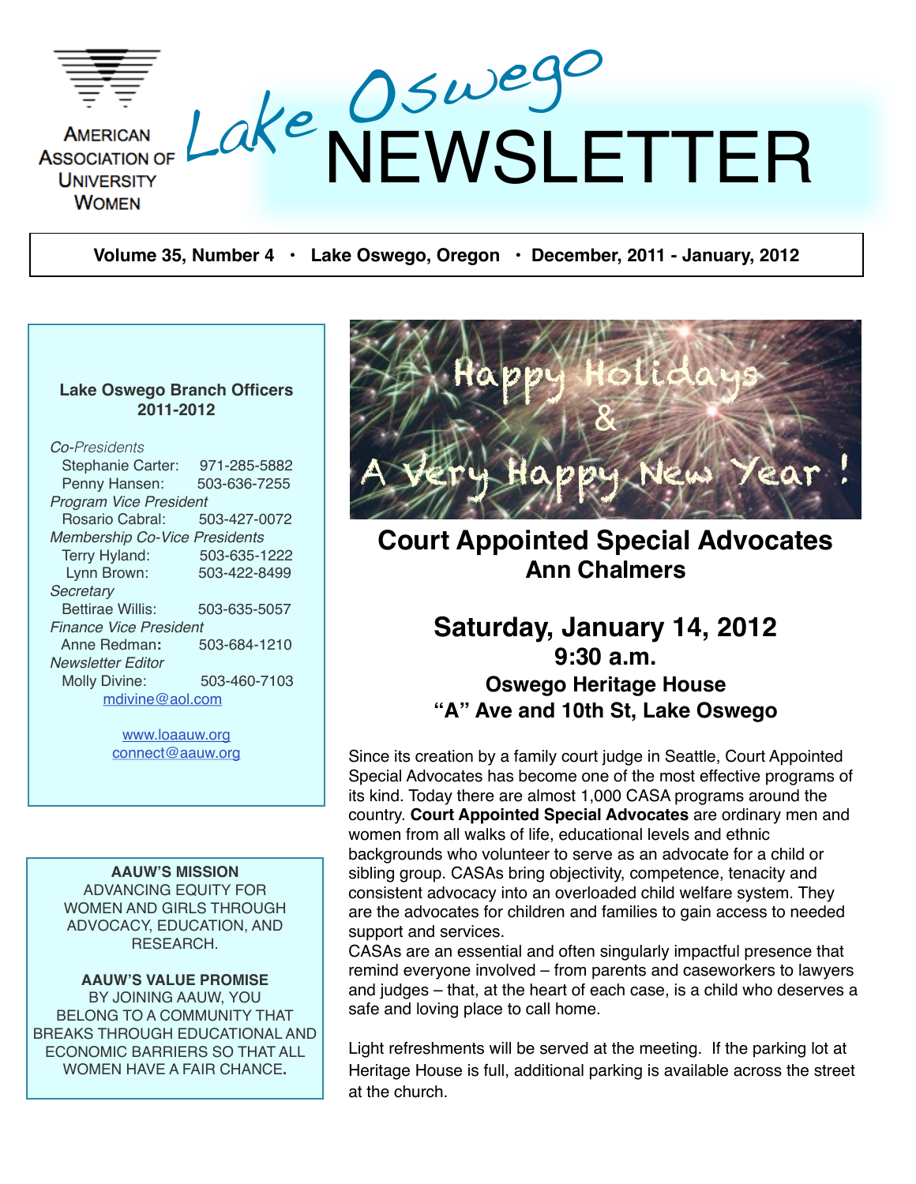AMERICAN ASSOCIATION OF UNIVERSITY WOMEN

# Lake Oswego NEWSLETTER

**Volume 35, Number 4 · Lake Oswego, Oregon · December, 2011 - January, 2012**

**Lake Oswego Branch Officers 2011-2012**

*Co-Presidents*
Stephanie Carter: 971-285-5882
Penny Hansen: 503-636-7255

*Program Vice President*
Rosario Cabral: 503-427-0072

*Membership Co-Vice Presidents*
Terry Hyland: 503-635-1222
Lynn Brown: 503-422-8499

*Secretary*
Bettirae Willis: 503-635-5057

*Finance Vice President*
Anne Redman**:** 503-684-1210

*Newsletter Editor*
Molly Divine: 503-460-7103
mdivine@aol.com

www.loaauw.org
connect@aauw.org

**AAUW'S MISSION**
ADVANCING EQUITY FOR WOMEN AND GIRLS THROUGH ADVOCACY, EDUCATION, AND RESEARCH.

**AAUW'S VALUE PROMISE**
BY JOINING AAUW, YOU BELONG TO A COMMUNITY THAT BREAKS THROUGH EDUCATIONAL AND ECONOMIC BARRIERS SO THAT ALL WOMEN HAVE A FAIR CHANCE**.**

Happy Holidays & A Very Happy New Year !

## Court Appointed Special Advocates
### Ann Chalmers

## Saturday, January 14, 2012
### 9:30 a.m.
### Oswego Heritage House
### "A" Ave and 10th St, Lake Oswego

Since its creation by a family court judge in Seattle, Court Appointed Special Advocates has become one of the most effective programs of its kind. Today there are almost 1,000 CASA programs around the country. **Court Appointed Special Advocates** are ordinary men and women from all walks of life, educational levels and ethnic backgrounds who volunteer to serve as an advocate for a child or sibling group. CASAs bring objectivity, competence, tenacity and consistent advocacy into an overloaded child welfare system. They are the advocates for children and families to gain access to needed support and services.

CASAs are an essential and often singularly impactful presence that remind everyone involved – from parents and caseworkers to lawyers and judges – that, at the heart of each case, is a child who deserves a safe and loving place to call home.

Light refreshments will be served at the meeting. If the parking lot at Heritage House is full, additional parking is available across the street at the church.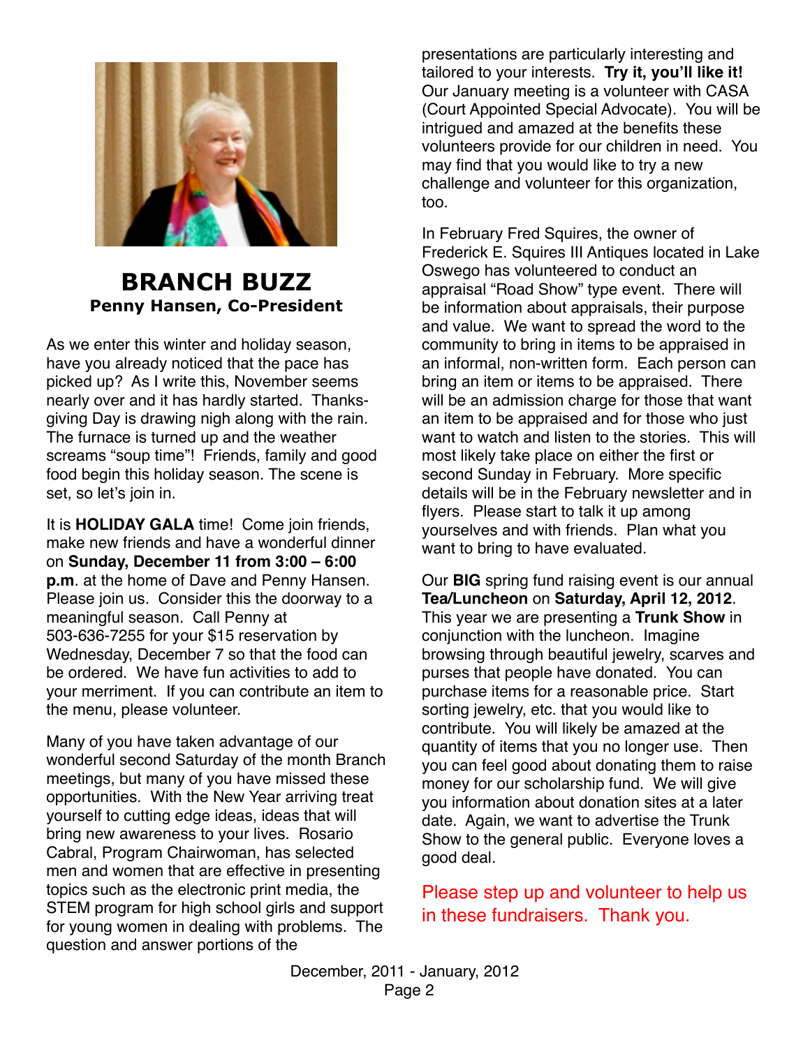# BRANCH BUZZ

**Penny Hansen, Co-President**

As we enter this winter and holiday season, have you already noticed that the pace has picked up? As I write this, November seems nearly over and it has hardly started. Thanksgiving Day is drawing nigh along with the rain. The furnace is turned up and the weather screams "soup time"! Friends, family and good food begin this holiday season. The scene is set, so let's join in.

It is **HOLIDAY GALA** time! Come join friends, make new friends and have a wonderful dinner on **Sunday, December 11 from 3:00 – 6:00 p.m**. at the home of Dave and Penny Hansen. Please join us. Consider this the doorway to a meaningful season. Call Penny at 503-636-7255 for your $15 reservation by Wednesday, December 7 so that the food can be ordered. We have fun activities to add to your merriment. If you can contribute an item to the menu, please volunteer.

Many of you have taken advantage of our wonderful second Saturday of the month Branch meetings, but many of you have missed these opportunities. With the New Year arriving treat yourself to cutting edge ideas, ideas that will bring new awareness to your lives. Rosario Cabral, Program Chairwoman, has selected men and women that are effective in presenting topics such as the electronic print media, the STEM program for high school girls and support for young women in dealing with problems. The question and answer portions of the presentations are particularly interesting and tailored to your interests. **Try it, you'll like it!** Our January meeting is a volunteer with CASA (Court Appointed Special Advocate). You will be intrigued and amazed at the benefits these volunteers provide for our children in need. You may find that you would like to try a new challenge and volunteer for this organization, too.

In February Fred Squires, the owner of Frederick E. Squires III Antiques located in Lake Oswego has volunteered to conduct an appraisal "Road Show" type event. There will be information about appraisals, their purpose and value. We want to spread the word to the community to bring in items to be appraised in an informal, non-written form. Each person can bring an item or items to be appraised. There will be an admission charge for those that want an item to be appraised and for those who just want to watch and listen to the stories. This will most likely take place on either the first or second Sunday in February. More specific details will be in the February newsletter and in flyers. Please start to talk it up among yourselves and with friends. Plan what you want to bring to have evaluated.

Our **BIG** spring fund raising event is our annual **Tea/Luncheon** on **Saturday, April 12, 2012**. This year we are presenting a **Trunk Show** in conjunction with the luncheon. Imagine browsing through beautiful jewelry, scarves and purses that people have donated. You can purchase items for a reasonable price. Start sorting jewelry, etc. that you would like to contribute. You will likely be amazed at the quantity of items that you no longer use. Then you can feel good about donating them to raise money for our scholarship fund. We will give you information about donation sites at a later date. Again, we want to advertise the Trunk Show to the general public. Everyone loves a good deal.

Please step up and volunteer to help us in these fundraisers. Thank you.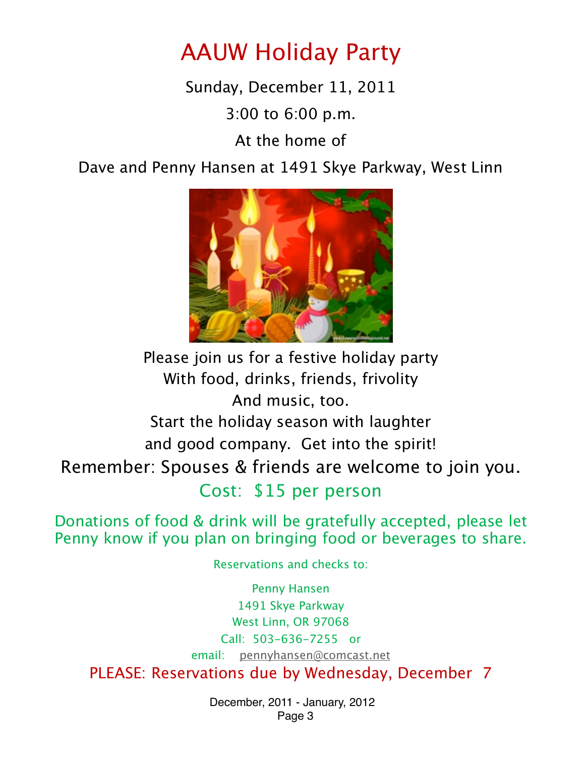# AAUW Holiday Party

Sunday, December 11, 2011

3:00 to 6:00 p.m.

At the home of

Dave and Penny Hansen at 1491 Skye Parkway, West Linn

Please join us for a festive holiday party
With food, drinks, friends, frivolity
And music, too.
Start the holiday season with laughter
and good company. Get into the spirit!

Remember: Spouses & friends are welcome to join you.

Cost: $15 per person

Donations of food & drink will be gratefully accepted, please let Penny know if you plan on bringing food or beverages to share.

Reservations and checks to:

Penny Hansen
1491 Skye Parkway
West Linn, OR 97068
Call: 503-636-7255 or
email: pennyhansen@comcast.net

PLEASE: Reservations due by Wednesday, December 7

December, 2011 - January, 2012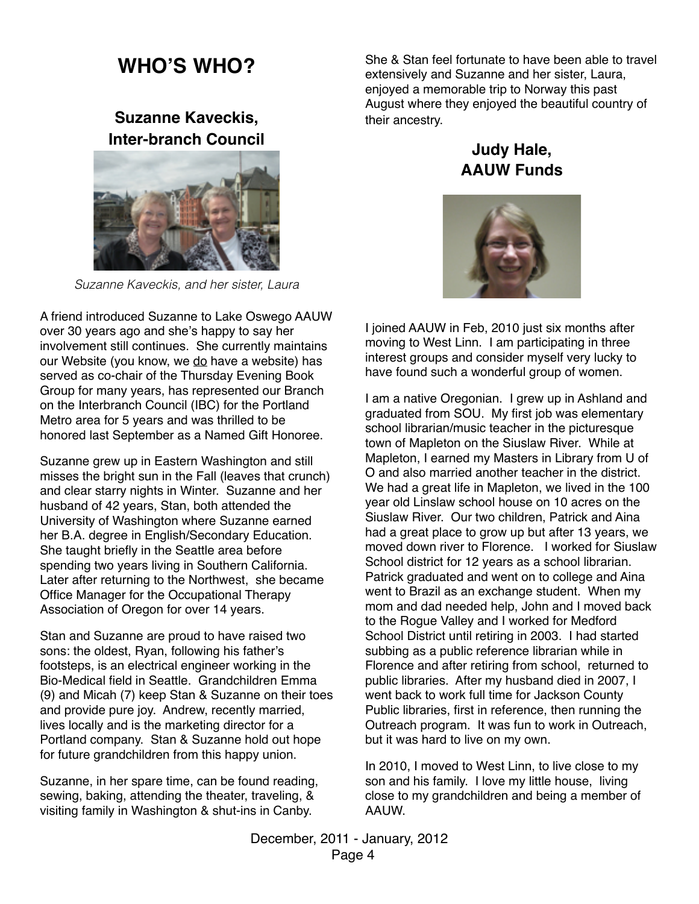# WHO'S WHO?

## Suzanne Kaveckis, Inter-branch Council

*Suzanne Kaveckis, and her sister, Laura*

A friend introduced Suzanne to Lake Oswego AAUW over 30 years ago and she's happy to say her involvement still continues. She currently maintains our Website (you know, we do have a website) has served as co-chair of the Thursday Evening Book Group for many years, has represented our Branch on the Interbranch Council (IBC) for the Portland Metro area for 5 years and was thrilled to be honored last September as a Named Gift Honoree.

Suzanne grew up in Eastern Washington and still misses the bright sun in the Fall (leaves that crunch) and clear starry nights in Winter. Suzanne and her husband of 42 years, Stan, both attended the University of Washington where Suzanne earned her B.A. degree in English/Secondary Education. She taught briefly in the Seattle area before spending two years living in Southern California. Later after returning to the Northwest, she became Office Manager for the Occupational Therapy Association of Oregon for over 14 years.

Stan and Suzanne are proud to have raised two sons: the oldest, Ryan, following his father's footsteps, is an electrical engineer working in the Bio-Medical field in Seattle. Grandchildren Emma (9) and Micah (7) keep Stan & Suzanne on their toes and provide pure joy. Andrew, recently married, lives locally and is the marketing director for a Portland company. Stan & Suzanne hold out hope for future grandchildren from this happy union.

Suzanne, in her spare time, can be found reading, sewing, baking, attending the theater, traveling, & visiting family in Washington & shut-ins in Canby.

She & Stan feel fortunate to have been able to travel extensively and Suzanne and her sister, Laura, enjoyed a memorable trip to Norway this past August where they enjoyed the beautiful country of their ancestry.

## Judy Hale, AAUW Funds

I joined AAUW in Feb, 2010 just six months after moving to West Linn. I am participating in three interest groups and consider myself very lucky to have found such a wonderful group of women.

I am a native Oregonian. I grew up in Ashland and graduated from SOU. My first job was elementary school librarian/music teacher in the picturesque town of Mapleton on the Siuslaw River. While at Mapleton, I earned my Masters in Library from U of O and also married another teacher in the district. We had a great life in Mapleton, we lived in the 100 year old Linslaw school house on 10 acres on the Siuslaw River. Our two children, Patrick and Aina had a great place to grow up but after 13 years, we moved down river to Florence. I worked for Siuslaw School district for 12 years as a school librarian. Patrick graduated and went on to college and Aina went to Brazil as an exchange student. When my mom and dad needed help, John and I moved back to the Rogue Valley and I worked for Medford School District until retiring in 2003. I had started subbing as a public reference librarian while in Florence and after retiring from school, returned to public libraries. After my husband died in 2007, I went back to work full time for Jackson County Public libraries, first in reference, then running the Outreach program. It was fun to work in Outreach, but it was hard to live on my own.

In 2010, I moved to West Linn, to live close to my son and his family. I love my little house, living close to my grandchildren and being a member of AAUW.

December, 2011 - January, 2012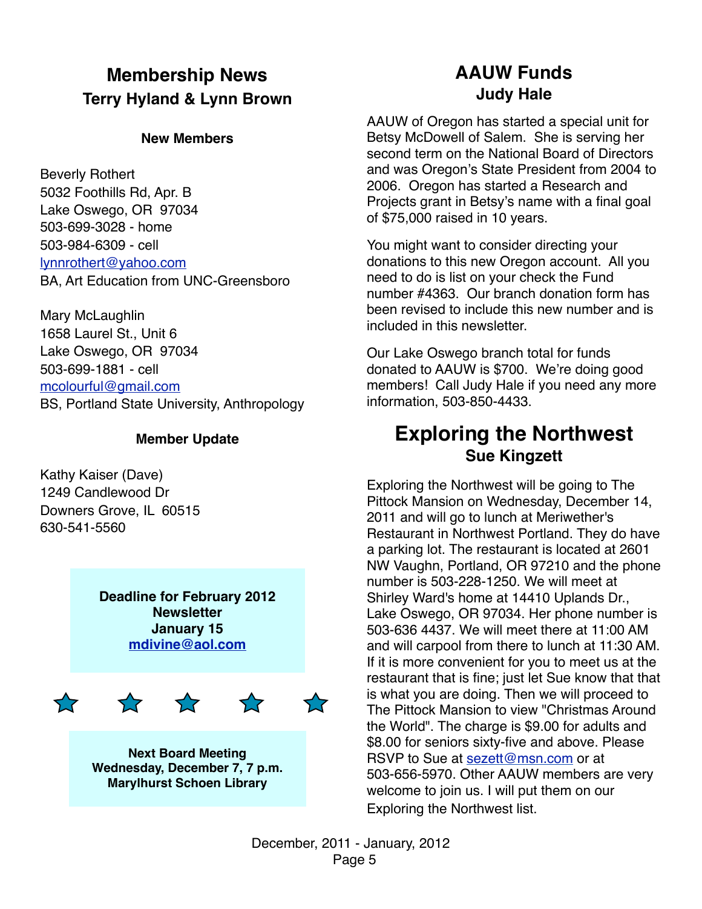## Membership News

### Terry Hyland & Lynn Brown

**New Members**

Beverly Rothert
5032 Foothills Rd, Apr. B
Lake Oswego, OR 97034
503-699-3028 - home
503-984-6309 - cell
lynnrothert@yahoo.com
BA, Art Education from UNC-Greensboro

Mary McLaughlin
1658 Laurel St., Unit 6
Lake Oswego, OR 97034
503-699-1881 - cell
mcolourful@gmail.com
BS, Portland State University, Anthropology

**Member Update**

Kathy Kaiser (Dave)
1249 Candlewood Dr
Downers Grove, IL 60515
630-541-5560

**Deadline for February 2012 Newsletter**
**January 15**
**mdivine@aol.com**

**Next Board Meeting**
**Wednesday, December 7, 7 p.m.**
**Marylhurst Schoen Library**

## AAUW Funds

### Judy Hale

AAUW of Oregon has started a special unit for Betsy McDowell of Salem. She is serving her second term on the National Board of Directors and was Oregon's State President from 2004 to 2006. Oregon has started a Research and Projects grant in Betsy's name with a final goal of $75,000 raised in 10 years.

You might want to consider directing your donations to this new Oregon account. All you need to do is list on your check the Fund number #4363. Our branch donation form has been revised to include this new number and is included in this newsletter.

Our Lake Oswego branch total for funds donated to AAUW is $700. We're doing good members! Call Judy Hale if you need any more information, 503-850-4433.

## Exploring the Northwest

### Sue Kingzett

Exploring the Northwest will be going to The Pittock Mansion on Wednesday, December 14, 2011 and will go to lunch at Meriwether's Restaurant in Northwest Portland. They do have a parking lot. The restaurant is located at 2601 NW Vaughn, Portland, OR 97210 and the phone number is 503-228-1250. We will meet at Shirley Ward's home at 14410 Uplands Dr., Lake Oswego, OR 97034. Her phone number is 503-636 4437. We will meet there at 11:00 AM and will carpool from there to lunch at 11:30 AM. If it is more convenient for you to meet us at the restaurant that is fine; just let Sue know that that is what you are doing. Then we will proceed to The Pittock Mansion to view "Christmas Around the World". The charge is $9.00 for adults and $8.00 for seniors sixty-five and above. Please RSVP to Sue at sezett@msn.com or at 503-656-5970. Other AAUW members are very welcome to join us. I will put them on our Exploring the Northwest list.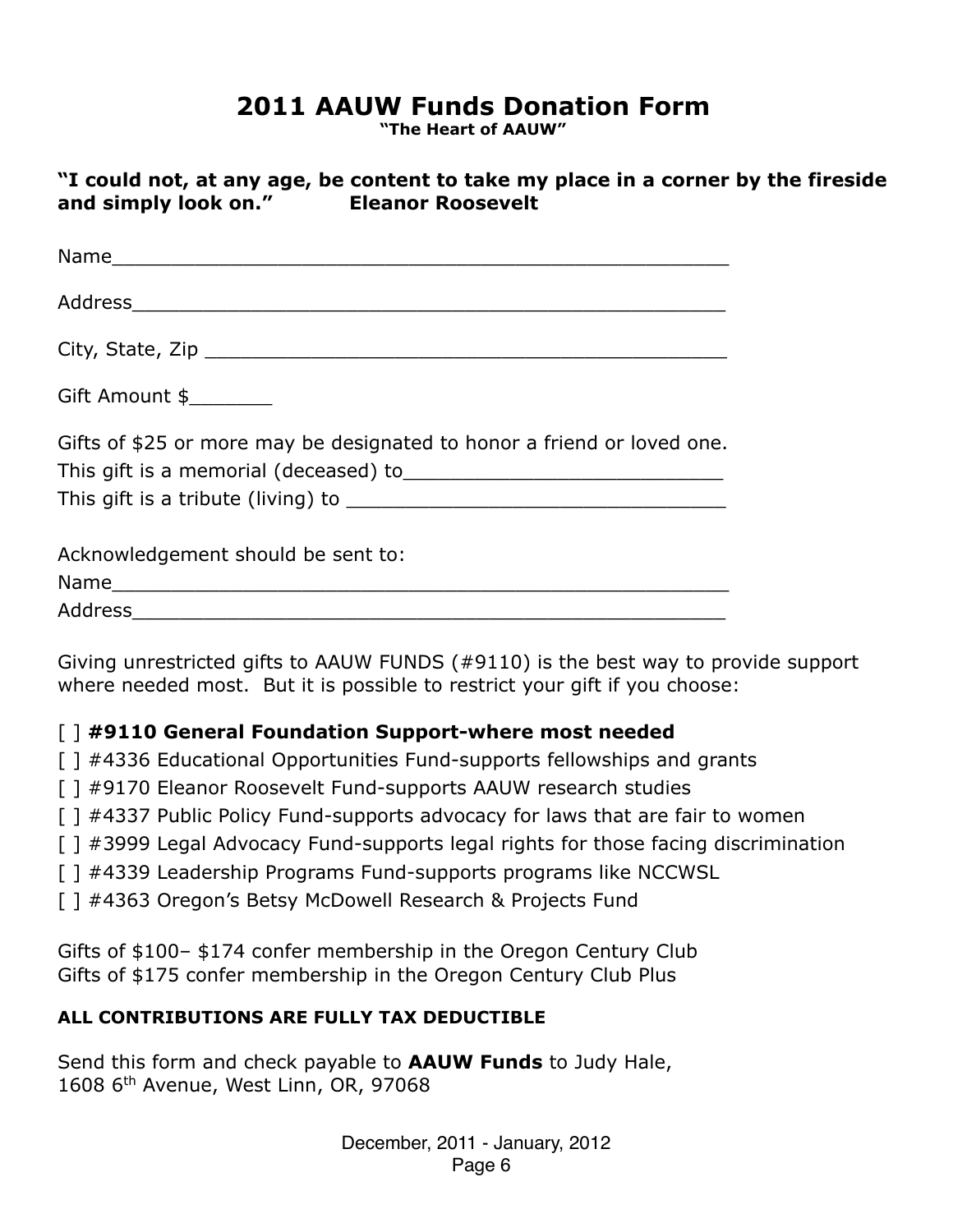# 2011 AAUW Funds Donation Form

**"The Heart of AAUW"**

**"I could not, at any age, be content to take my place in a corner by the fireside and simply look on." Eleanor Roosevelt**

Name_______________________________________________

Address_____________________________________________

City, State, Zip ________________________________________

Gift Amount $_______

Gifts of $25 or more may be designated to honor a friend or loved one.
This gift is a memorial (deceased) to__________________________
This gift is a tribute (living) to ______________________________

Acknowledgement should be sent to:
Name_______________________________________________
Address_____________________________________________

Giving unrestricted gifts to AAUW FUNDS (#9110) is the best way to provide support where needed most. But it is possible to restrict your gift if you choose:

[ ] **#9110 General Foundation Support-where most needed**
[ ] #4336 Educational Opportunities Fund-supports fellowships and grants
[ ] #9170 Eleanor Roosevelt Fund-supports AAUW research studies
[ ] #4337 Public Policy Fund-supports advocacy for laws that are fair to women
[ ] #3999 Legal Advocacy Fund-supports legal rights for those facing discrimination
[ ] #4339 Leadership Programs Fund-supports programs like NCCWSL
[ ] #4363 Oregon's Betsy McDowell Research & Projects Fund

Gifts of $100– $174 confer membership in the Oregon Century Club
Gifts of $175 confer membership in the Oregon Century Club Plus

**ALL CONTRIBUTIONS ARE FULLY TAX DEDUCTIBLE**

Send this form and check payable to **AAUW Funds** to Judy Hale, 1608 6th Avenue, West Linn, OR, 97068

December, 2011 - January, 2012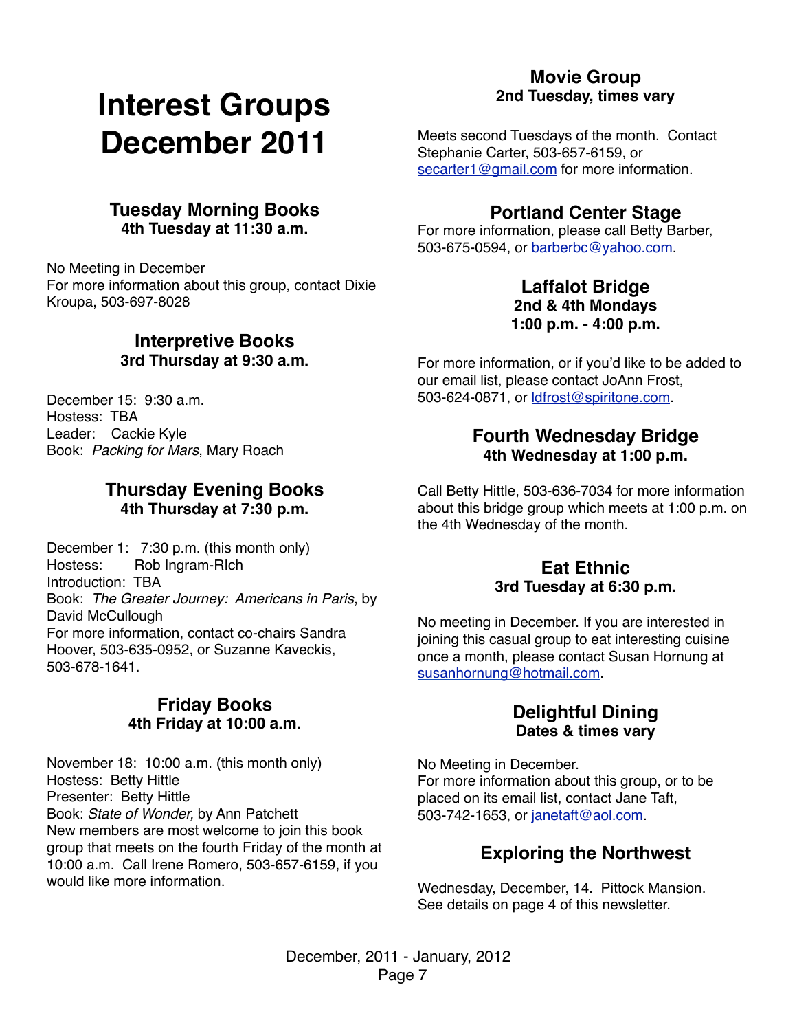# Interest Groups December 2011

## Tuesday Morning Books
**4th Tuesday at 11:30 a.m.**

No Meeting in December
For more information about this group, contact Dixie Kroupa, 503-697-8028

## Interpretive Books
**3rd Thursday at 9:30 a.m.**

December 15: 9:30 a.m.
Hostess: TBA
Leader: Cackie Kyle
Book: *Packing for Mars*, Mary Roach

## Thursday Evening Books
**4th Thursday at 7:30 p.m.**

December 1: 7:30 p.m. (this month only)
Hostess: Rob Ingram-RIch
Introduction: TBA
Book: *The Greater Journey: Americans in Paris*, by David McCullough
For more information, contact co-chairs Sandra Hoover, 503-635-0952, or Suzanne Kaveckis, 503-678-1641.

## Friday Books
**4th Friday at 10:00 a.m.**

November 18: 10:00 a.m. (this month only)
Hostess: Betty Hittle
Presenter: Betty Hittle
Book: *State of Wonder,* by Ann Patchett
New members are most welcome to join this book group that meets on the fourth Friday of the month at 10:00 a.m. Call Irene Romero, 503-657-6159, if you would like more information.

## Movie Group
**2nd Tuesday, times vary**

Meets second Tuesdays of the month. Contact Stephanie Carter, 503-657-6159, or secarter1@gmail.com for more information.

## Portland Center Stage

For more information, please call Betty Barber, 503-675-0594, or barberbc@yahoo.com.

## Laffalot Bridge
**2nd & 4th Mondays**
**1:00 p.m. - 4:00 p.m.**

For more information, or if you'd like to be added to our email list, please contact JoAnn Frost, 503-624-0871, or ldfrost@spiritone.com.

## Fourth Wednesday Bridge
**4th Wednesday at 1:00 p.m.**

Call Betty Hittle, 503-636-7034 for more information about this bridge group which meets at 1:00 p.m. on the 4th Wednesday of the month.

## Eat Ethnic
**3rd Tuesday at 6:30 p.m.**

No meeting in December. If you are interested in joining this casual group to eat interesting cuisine once a month, please contact Susan Hornung at susanhornung@hotmail.com.

## Delightful Dining
**Dates & times vary**

No Meeting in December.
For more information about this group, or to be placed on its email list, contact Jane Taft, 503-742-1653, or janetaft@aol.com.

## Exploring the Northwest

Wednesday, December, 14. Pittock Mansion. See details on page 4 of this newsletter.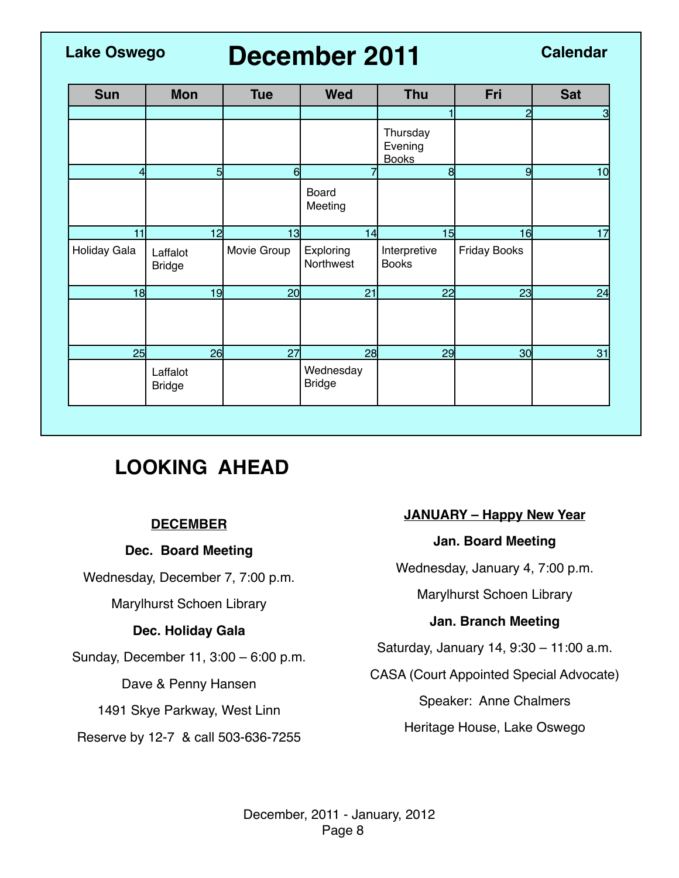**Lake Oswego** 

# December 2011

**Calendar**

| Sun | Mon | Tue | Wed | Thu | Fri | Sat |
|---|---|---|---|---|---|---|
| | | | | 1 | 2 | 3 |
| | | | | Thursday Evening Books | | |
| 4 | 5 | 6 | 7 | 8 | 9 | 10 |
| | | | Board Meeting | | | |
| 11 | 12 | 13 | 14 | 15 | 16 | 17 |
| Holiday Gala | Laffalot Bridge | Movie Group | Exploring Northwest | Interpretive Books | Friday Books | |
| 18 | 19 | 20 | 21 | 22 | 23 | 24 |
| | | | | | | |
| 25 | 26 | 27 | 28 | 29 | 30 | 31 |
| | Laffalot Bridge | | Wednesday Bridge | | | |

## LOOKING AHEAD

**DECEMBER**

**Dec. Board Meeting**

Wednesday, December 7, 7:00 p.m.

Marylhurst Schoen Library

**Dec. Holiday Gala**

Sunday, December 11, 3:00 – 6:00 p.m.

Dave & Penny Hansen

1491 Skye Parkway, West Linn

Reserve by 12-7 & call 503-636-7255

**JANUARY – Happy New Year**

**Jan. Board Meeting**

Wednesday, January 4, 7:00 p.m.

Marylhurst Schoen Library

**Jan. Branch Meeting**

Saturday, January 14, 9:30 – 11:00 a.m.

CASA (Court Appointed Special Advocate)

Speaker: Anne Chalmers

Heritage House, Lake Oswego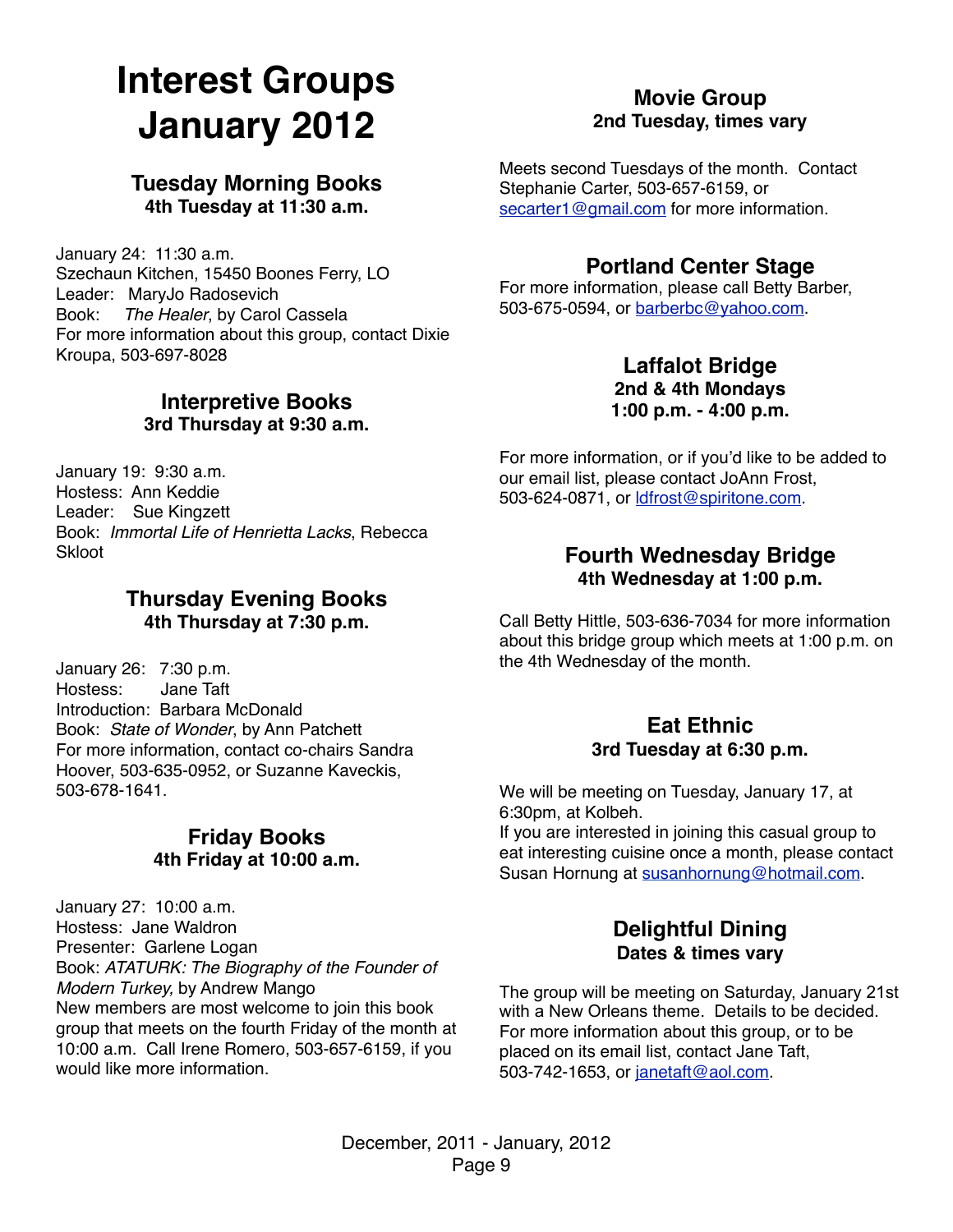# Interest Groups January 2012

## Tuesday Morning Books
**4th Tuesday at 11:30 a.m.**

January 24: 11:30 a.m.
Szechaun Kitchen, 15450 Boones Ferry, LO
Leader: MaryJo Radosevich
Book: *The Healer*, by Carol Cassela
For more information about this group, contact Dixie Kroupa, 503-697-8028

## Interpretive Books
**3rd Thursday at 9:30 a.m.**

January 19: 9:30 a.m.
Hostess: Ann Keddie
Leader: Sue Kingzett
Book: *Immortal Life of Henrietta Lacks*, Rebecca Skloot

## Thursday Evening Books
**4th Thursday at 7:30 p.m.**

January 26: 7:30 p.m.
Hostess: Jane Taft
Introduction: Barbara McDonald
Book: *State of Wonder*, by Ann Patchett
For more information, contact co-chairs Sandra Hoover, 503-635-0952, or Suzanne Kaveckis, 503-678-1641.

## Friday Books
**4th Friday at 10:00 a.m.**

January 27: 10:00 a.m.
Hostess: Jane Waldron
Presenter: Garlene Logan
Book: *ATATURK: The Biography of the Founder of Modern Turkey,* by Andrew Mango
New members are most welcome to join this book group that meets on the fourth Friday of the month at 10:00 a.m. Call Irene Romero, 503-657-6159, if you would like more information.

## Movie Group
**2nd Tuesday, times vary**

Meets second Tuesdays of the month. Contact Stephanie Carter, 503-657-6159, or secarter1@gmail.com for more information.

## Portland Center Stage
For more information, please call Betty Barber, 503-675-0594, or barberbc@yahoo.com.

## Laffalot Bridge
**2nd & 4th Mondays**
**1:00 p.m. - 4:00 p.m.**

For more information, or if you'd like to be added to our email list, please contact JoAnn Frost, 503-624-0871, or ldfrost@spiritone.com.

## Fourth Wednesday Bridge
**4th Wednesday at 1:00 p.m.**

Call Betty Hittle, 503-636-7034 for more information about this bridge group which meets at 1:00 p.m. on the 4th Wednesday of the month.

## Eat Ethnic
**3rd Tuesday at 6:30 p.m.**

We will be meeting on Tuesday, January 17, at 6:30pm, at Kolbeh.
If you are interested in joining this casual group to eat interesting cuisine once a month, please contact Susan Hornung at susanhornung@hotmail.com.

## Delightful Dining
**Dates & times vary**

The group will be meeting on Saturday, January 21st with a New Orleans theme. Details to be decided. For more information about this group, or to be placed on its email list, contact Jane Taft, 503-742-1653, or janetaft@aol.com.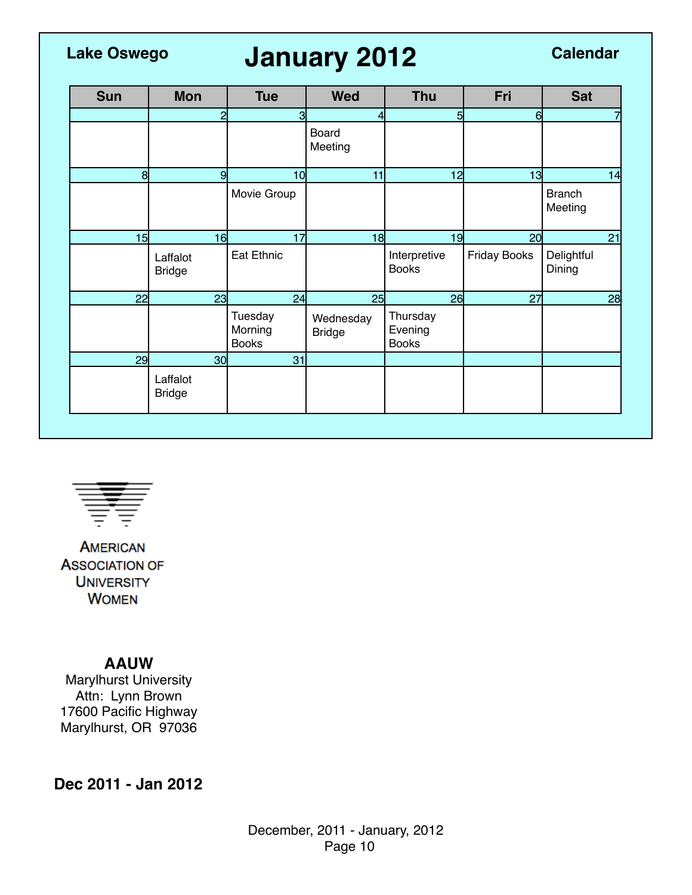**Lake Oswego** **January 2012** **Calendar**

| Sun | Mon | Tue | Wed | Thu | Fri | Sat |
|---|---|---|---|---|---|---|
| | 2 | 3 | 4 Board Meeting | 5 | 6 | 7 |
| 8 | 9 | 10 Movie Group | 11 | 12 | 13 | 14 Branch Meeting |
| 15 | 16 Laffalot Bridge | 17 Eat Ethnic | 18 | 19 Interpretive Books | 20 Friday Books | 21 Delightful Dining |
| 22 | 23 | 24 Tuesday Morning Books | 25 Wednesday Bridge | 26 Thursday Evening Books | 27 | 28 |
| 29 | 30 Laffalot Bridge | 31 | | | | |

AMERICAN ASSOCIATION OF UNIVERSITY WOMEN

**AAUW**
Marylhurst University
Attn: Lynn Brown
17600 Pacific Highway
Marylhurst, OR 97036

**Dec 2011 - Jan 2012**